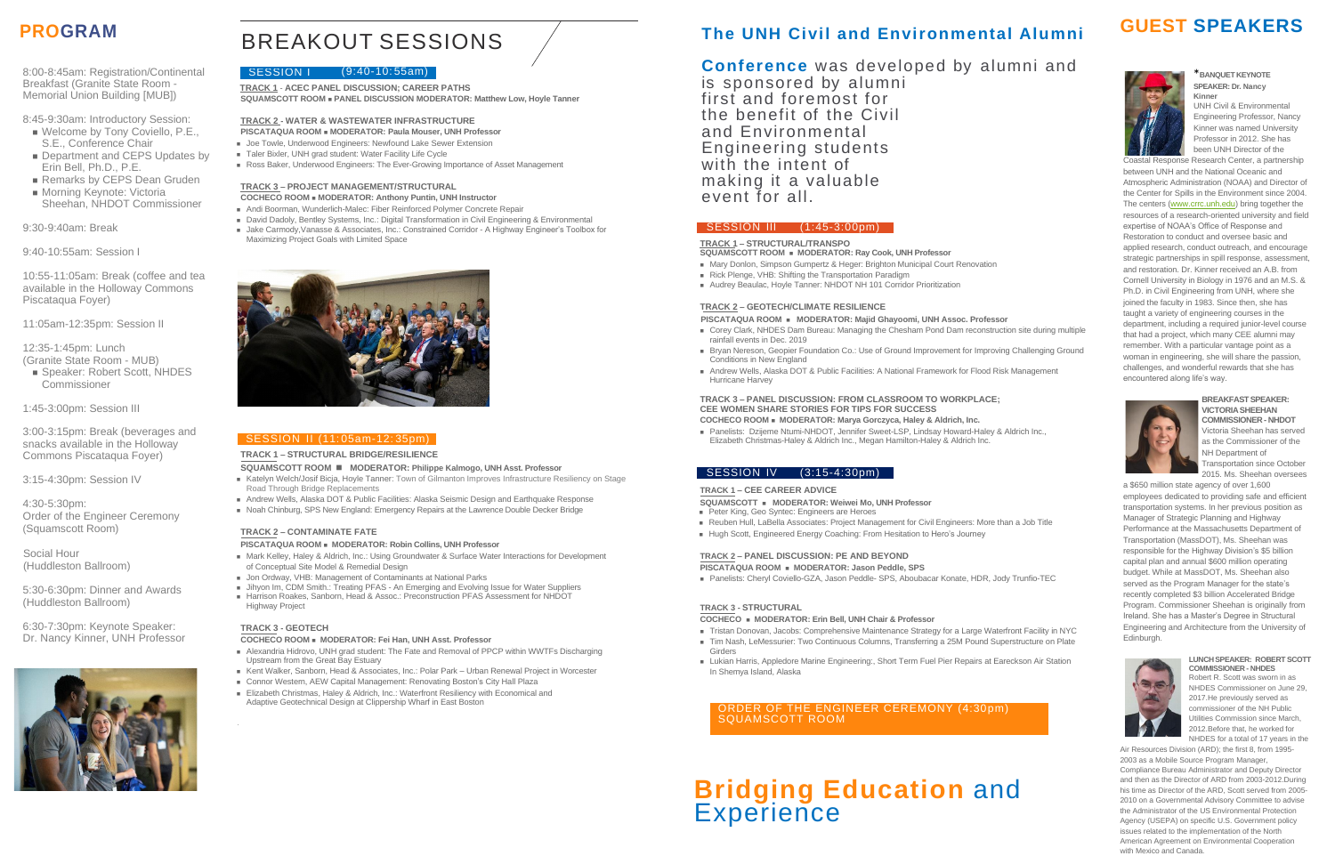# PROGRAM

8:00-8:45am: Registration/Continental Breakfast (Granite State Room - Memorial Union Building [MUB])

8:45-9:30am: Introductory Session:

- Welcome by Tony Coviello, P.E., S.E., Conference Chair
- Department and CEPS Updates by Erin Bell, Ph.D., P.E.
- Remarks by CEPS Dean Gruden
- Morning Keynote: Victoria Sheehan, NHDOT Commissioner

9:30-9:40am: Break

9:40-10:55am: Session I

10:55-11:05am: Break (coffee and tea available in the Holloway Commons Piscataqua Foyer)

11:05am-12:35pm: Session II

12:35-1:45pm: Lunch
(Granite State Room - MUB)

- Speaker: Robert Scott, NHDES Commissioner

1:45-3:00pm: Session III

3:00-3:15pm: Break (beverages and snacks available in the Holloway Commons Piscataqua Foyer)

3:15-4:30pm: Session IV

4:30-5:30pm:
Order of the Engineer Ceremony (Squamscott Room)

Social Hour
(Huddleston Ballroom)

5:30-6:30pm: Dinner and Awards (Huddleston Ballroom)

6:30-7:30pm: Keynote Speaker: Dr. Nancy Kinner, UNH Professor

# BREAKOUT SESSIONS

## SESSION I (9:40-10:55am)

**TRACK 1 - ACEC PANEL DISCUSSION; CAREER PATHS**
**SQUAMSCOTT ROOM ▪ PANEL DISCUSSION MODERATOR: Matthew Low, Hoyle Tanner**

**TRACK 2 - WATER & WASTEWATER INFRASTRUCTURE**
**PISCATAQUA ROOM ▪ MODERATOR: Paula Mouser, UNH Professor**

- Joe Towle, Underwood Engineers: Newfound Lake Sewer Extension
- Taler Bixler, UNH grad student: Water Facility Life Cycle
- Ross Baker, Underwood Engineers: The Ever-Growing Importance of Asset Management

**TRACK 3 – PROJECT MANAGEMENT/STRUCTURAL**
**COCHECO ROOM ▪ MODERATOR: Anthony Puntin, UNH Instructor**

- Andi Boorman, Wunderlich-Malec: Fiber Reinforced Polymer Concrete Repair
- David Dadoly, Bentley Systems, Inc.: Digital Transformation in Civil Engineering & Environmental
- Jake Carmody,Vanasse & Associates, Inc.: Constrained Corridor - A Highway Engineer's Toolbox for Maximizing Project Goals with Limited Space

## SESSION II (11:05am-12:35pm)

**TRACK 1 – STRUCTURAL BRIDGE/RESILIENCE**
**SQUAMSCOTT ROOM ▪ MODERATOR: Philippe Kalmogo, UNH Asst. Professor**

- Katelyn Welch/Josif Bicja, Hoyle Tanner: Town of Gilmanton Improves Infrastructure Resiliency on Stage Road Through Bridge Replacements
- Andrew Wells, Alaska DOT & Public Facilities: Alaska Seismic Design and Earthquake Response
- Noah Chinburg, SPS New England: Emergency Repairs at the Lawrence Double Decker Bridge

**TRACK 2 – CONTAMINATE FATE**
**PISCATAQUA ROOM ▪ MODERATOR: Robin Collins, UNH Professor**

- Mark Kelley, Haley & Aldrich, Inc.: Using Groundwater & Surface Water Interactions for Development of Conceptual Site Model & Remedial Design
- Jon Ordway, VHB: Management of Contaminants at National Parks
- Jihyon Im, CDM Smith.: Treating PFAS - An Emerging and Evolving Issue for Water Suppliers
- Harrison Roakes, Sanborn, Head & Assoc.: Preconstruction PFAS Assessment for NHDOT Highway Project

**TRACK 3 - GEOTECH**
**COCHECO ROOM ▪ MODERATOR: Fei Han, UNH Asst. Professor**

- Alexandria Hidrovo, UNH grad student: The Fate and Removal of PPCP within WWTFs Discharging Upstream from the Great Bay Estuary
- Kent Walker, Sanborn, Head & Associates, Inc.: Polar Park – Urban Renewal Project in Worcester
- Connor Western, AEW Capital Management: Renovating Boston's City Hall Plaza
- Elizabeth Christmas, Haley & Aldrich, Inc.: Waterfront Resiliency with Economical and Adaptive Geotechnical Design at Clippership Wharf in East Boston

# The UNH Civil and Environmental Alumni

**Conference** was developed by alumni and is sponsored by alumni first and foremost for the benefit of the Civil and Environmental Engineering students with the intent of making it a valuable event for all.

## SESSION III (1:45-3:00pm)

**TRACK 1 – STRUCTURAL/TRANSPO**
**SQUAMSCOTT ROOM ▪ MODERATOR: Ray Cook, UNH Professor**

- Mary Donlon, Simpson Gumpertz & Heger: Brighton Municipal Court Renovation
- Rick Plenge, VHB: Shifting the Transportation Paradigm
- Audrey Beaulac, Hoyle Tanner: NHDOT NH 101 Corridor Prioritization

**TRACK 2 – GEOTECH/CLIMATE RESILIENCE**
**PISCATAQUA ROOM ▪ MODERATOR: Majid Ghayoomi, UNH Assoc. Professor**

- Corey Clark, NHDES Dam Bureau: Managing the Chesham Pond Dam reconstruction site during multiple rainfall events in Dec. 2019
- Bryan Nereson, Geopier Foundation Co.: Use of Ground Improvement for Improving Challenging Ground Conditions in New England
- Andrew Wells, Alaska DOT & Public Facilities: A National Framework for Flood Risk Management Hurricane Harvey

**TRACK 3 – PANEL DISCUSSION: FROM CLASSROOM TO WORKPLACE; CEE WOMEN SHARE STORIES FOR TIPS FOR SUCCESS**
**COCHECO ROOM ▪ MODERATOR: Marya Gorczyca, Haley & Aldrich, Inc.**

- Panelists: Dzijeme Ntumi-NHDOT, Jennifer Sweet-LSP, Lindsay Howard-Haley & Aldrich Inc., Elizabeth Christmas-Haley & Aldrich Inc., Megan Hamilton-Haley & Aldrich Inc.

## SESSION IV (3:15-4:30pm)

**TRACK 1 – CEE CAREER ADVICE**
**SQUAMSCOTT ▪ MODERATOR: Weiwei Mo, UNH Professor**

- Peter King, Geo Syntec: Engineers are Heroes
- Reuben Hull, LaBella Associates: Project Management for Civil Engineers: More than a Job Title
- Hugh Scott, Engineered Energy Coaching: From Hesitation to Hero's Journey

**TRACK 2 – PANEL DISCUSSION: PE AND BEYOND**
**PISCATAQUA ROOM ▪ MODERATOR: Jason Peddle, SPS**

- Panelists: Cheryl Coviello-GZA, Jason Peddle- SPS, Aboubacar Konate, HDR, Jody Trunfio-TEC

**TRACK 3 - STRUCTURAL**
**COCHECO ▪ MODERATOR: Erin Bell, UNH Chair & Professor**

- Tristan Donovan, Jacobs: Comprehensive Maintenance Strategy for a Large Waterfront Facility in NYC
- Tim Nash, LeMessurier: Two Continuous Columns, Transferring a 25M Pound Superstructure on Plate Girders
- Lukian Harris, Appledore Marine Engineering:, Short Term Fuel Pier Repairs at Eareckson Air Station In Shemya Island, Alaska

ORDER OF THE ENGINEER CEREMONY (4:30pm) SQUAMSCOTT ROOM

# Bridging Education and Experience

# GUEST SPEAKERS

**\*BANQUET KEYNOTE SPEAKER: Dr. Nancy Kinner**

UNH Civil & Environmental Engineering Professor, Nancy Kinner was named University Professor in 2012. She has been UNH Director of the Coastal Response Research Center, a partnership between UNH and the National Oceanic and Atmospheric Administration (NOAA) and Director of the Center for Spills in the Environment since 2004. The centers (www.crrc.unh.edu) bring together the resources of a research-oriented university and field expertise of NOAA's Office of Response and Restoration to conduct and oversee basic and applied research, conduct outreach, and encourage strategic partnerships in spill response, assessment, and restoration. Dr. Kinner received an A.B. from Cornell University in Biology in 1976 and an M.S. & Ph.D. in Civil Engineering from UNH, where she joined the faculty in 1983. Since then, she has taught a variety of engineering courses in the department, including a required junior-level course that had a project, which many CEE alumni may remember. With a particular vantage point as a woman in engineering, she will share the passion, challenges, and wonderful rewards that she has encountered along life's way.

**BREAKFAST SPEAKER: VICTORIA SHEEHAN COMMISSIONER - NHDOT**

Victoria Sheehan has served as the Commissioner of the NH Department of Transportation since October 2015. Ms. Sheehan oversees a $650 million state agency of over 1,600 employees dedicated to providing safe and efficient transportation systems. In her previous position as Manager of Strategic Planning and Highway Performance at the Massachusetts Department of Transportation (MassDOT), Ms. Sheehan was responsible for the Highway Division's $5 billion capital plan and annual $600 million operating budget. While at MassDOT, Ms. Sheehan also served as the Program Manager for the state's recently completed $3 billion Accelerated Bridge Program. Commissioner Sheehan is originally from Ireland. She has a Master's Degree in Structural Engineering and Architecture from the University of Edinburgh.

**LUNCH SPEAKER: ROBERT SCOTT COMMISSIONER - NHDES**

Robert R. Scott was sworn in as NHDES Commissioner on June 29, 2017.He previously served as commissioner of the NH Public Utilities Commission since March, 2012.Before that, he worked for NHDES for a total of 17 years in the Air Resources Division (ARD); the first 8, from 1995-2003 as a Mobile Source Program Manager, Compliance Bureau Administrator and Deputy Director and then as the Director of ARD from 2003-2012.During his time as Director of the ARD, Scott served from 2005-2010 on a Governmental Advisory Committee to advise the Administrator of the US Environmental Protection Agency (USEPA) on specific U.S. Government policy issues related to the implementation of the North American Agreement on Environmental Cooperation with Mexico and Canada.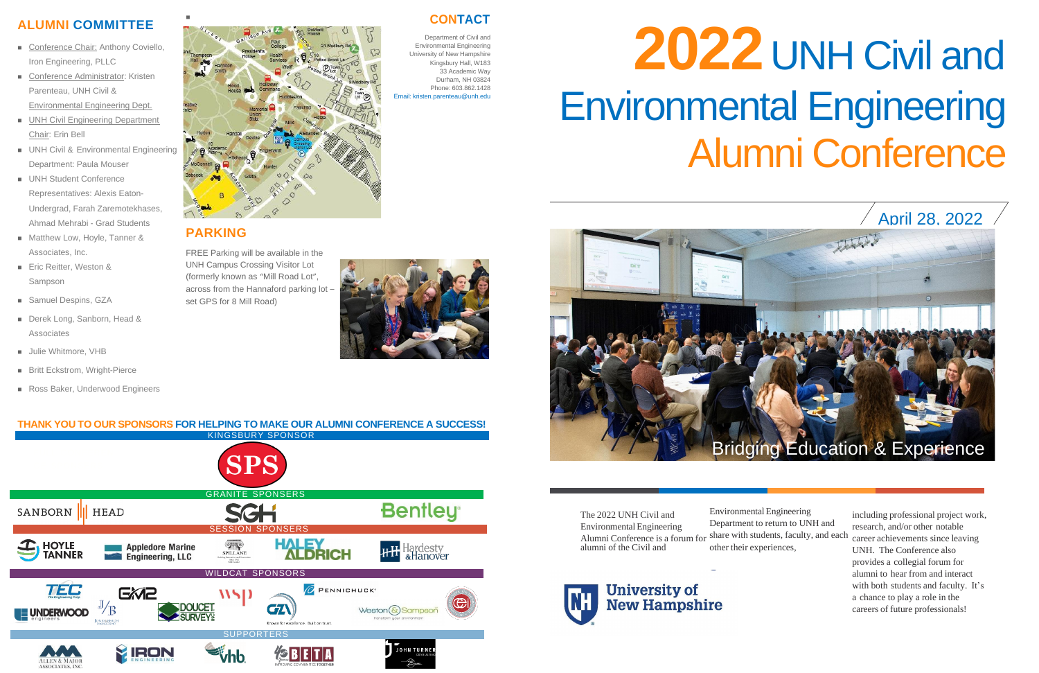## ALUMNI COMMITTEE

- Conference Chair: Anthony Coviello, Iron Engineering, PLLC
- Conference Administrator: Kristen Parenteau, UNH Civil & Environmental Engineering Dept.
- UNH Civil Engineering Department Chair: Erin Bell
- UNH Civil & Environmental Engineering Department: Paula Mouser
- UNH Student Conference Representatives: Alexis Eaton-Undergrad, Farah Zaremotekhases, Ahmad Mehrabi - Grad Students
- Matthew Low, Hoyle, Tanner & Associates, Inc.
- Eric Reitter, Weston & Sampson
- Samuel Despins, GZA
- Derek Long, Sanborn, Head & Associates
- Julie Whitmore, VHB
- Britt Eckstrom, Wright-Pierce
- Ross Baker, Underwood Engineers

## PARKING

FREE Parking will be available in the UNH Campus Crossing Visitor Lot (formerly known as "Mill Road Lot", across from the Hannaford parking lot – set GPS for 8 Mill Road)

## CONTACT

Department of Civil and Environmental Engineering
University of New Hampshire
Kingsbury Hall, W183
33 Academic Way
Durham, NH 03824
Phone: 603.862.1428
Email: kristen.parenteau@unh.edu

# 2022 UNH Civil and Environmental Engineering Alumni Conference

April 28, 2022

Bridging Education & Experience

The 2022 UNH Civil and Environmental Engineering Alumni Conference is a forum for alumni of the Civil and Environmental Engineering Department to return to UNH and share with students, faculty, and each other their experiences, including professional project work, research, and/or other notable career achievements since leaving UNH. The Conference also provides a collegial forum for alumni to hear from and interact with both students and faculty. It's a chance to play a role in the careers of future professionals!

University of New Hampshire

**THANK YOU TO OUR SPONSORS FOR HELPING TO MAKE OUR ALUMNI CONFERENCE A SUCCESS!**

KINGSBURY SPONSOR

SPS

GRANITE SPONSERS

SANBORN HEAD
SGH
Bentley

SESSION SPONSERS

HOYLE TANNER
Appledore Marine Engineering, LLC
SPILLANE
HALEY ALDRICH
Hardesty & Hanover

WILDCAT SPONSERS

TEC
GM2
WSP
PENNICHUCK
UNDERWOOD engineers
J/B
DOUCET SURVEY
GZA
Weston & Sampson

SUPPORTERS

ALLEN & MAJOR ASSOCIATES, INC.
IRON ENGINEERING
vhb
BETA
JOHN TURNER CONSULTING